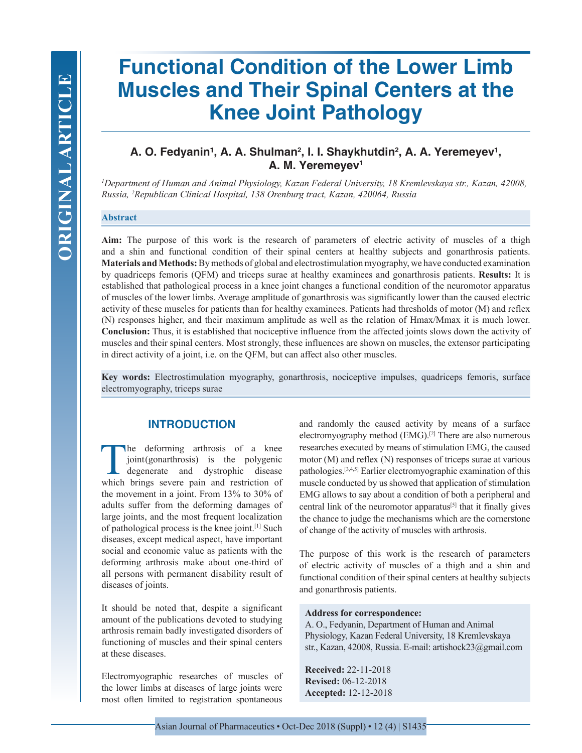# Functional Condition of the Lower Limb Muscles and Their Spinal Centers at the Knee Joint Pathology

**A. O. Fedyanin[1], A. A. Shulman[2], I. I. Shaykhutdin[2], A. A. Yeremeyev[1], A. M. Yeremeyev[1]**

*[1]Department of Human and Animal Physiology, Kazan Federal University, 18 Kremlevskaya str., Kazan, 42008, Russia, [2]Republican Clinical Hospital, 138 Orenburg tract, Kazan, 420064, Russia*

## Abstract

**Aim:** The purpose of this work is the research of parameters of electric activity of muscles of a thigh and a shin and functional condition of their spinal centers at healthy subjects and gonarthrosis patients. **Materials and Methods:** By methods of global and electrostimulation myography, we have conducted examination by quadriceps femoris (QFM) and triceps surae at healthy examinees and gonarthrosis patients. **Results:** It is established that pathological process in a knee joint changes a functional condition of the neuromotor apparatus of muscles of the lower limbs. Average amplitude of gonarthrosis was significantly lower than the caused electric activity of these muscles for patients than for healthy examinees. Patients had thresholds of motor (M) and reflex (N) responses higher, and their maximum amplitude as well as the relation of Hmax/Mmax it is much lower. **Conclusion:** Thus, it is established that nociceptive influence from the affected joints slows down the activity of muscles and their spinal centers. Most strongly, these influences are shown on muscles, the extensor participating in direct activity of a joint, i.e. on the QFM, but can affect also other muscles.

**Key words:** Electrostimulation myography, gonarthrosis, nociceptive impulses, quadriceps femoris, surface electromyography, triceps surae

## INTRODUCTION

The deforming arthrosis of a knee joint(gonarthrosis) is the polygenic degenerate and dystrophic disease which brings severe pain and restriction of the movement in a joint. From 13% to 30% of adults suffer from the deforming damages of large joints, and the most frequent localization of pathological process is the knee joint.[1] Such diseases, except medical aspect, have important social and economic value as patients with the deforming arthrosis make about one-third of all persons with permanent disability result of diseases of joints.

It should be noted that, despite a significant amount of the publications devoted to studying arthrosis remain badly investigated disorders of functioning of muscles and their spinal centers at these diseases.

Electromyographic researches of muscles of the lower limbs at diseases of large joints were most often limited to registration spontaneous and randomly the caused activity by means of a surface electromyography method (EMG).[2] There are also numerous researches executed by means of stimulation EMG, the caused motor (M) and reflex (N) responses of triceps surae at various pathologies.[3,4,5] Earlier electromyographic examination of this muscle conducted by us showed that application of stimulation EMG allows to say about a condition of both a peripheral and central link of the neuromotor apparatus[5] that it finally gives the chance to judge the mechanisms which are the cornerstone of change of the activity of muscles with arthrosis.

The purpose of this work is the research of parameters of electric activity of muscles of a thigh and a shin and functional condition of their spinal centers at healthy subjects and gonarthrosis patients.

**Address for correspondence:**
A. O., Fedyanin, Department of Human and Animal Physiology, Kazan Federal University, 18 Kremlevskaya str., Kazan, 42008, Russia. E-mail: artishock23@gmail.com

**Received:** 22-11-2018
**Revised:** 06-12-2018
**Accepted:** 12-12-2018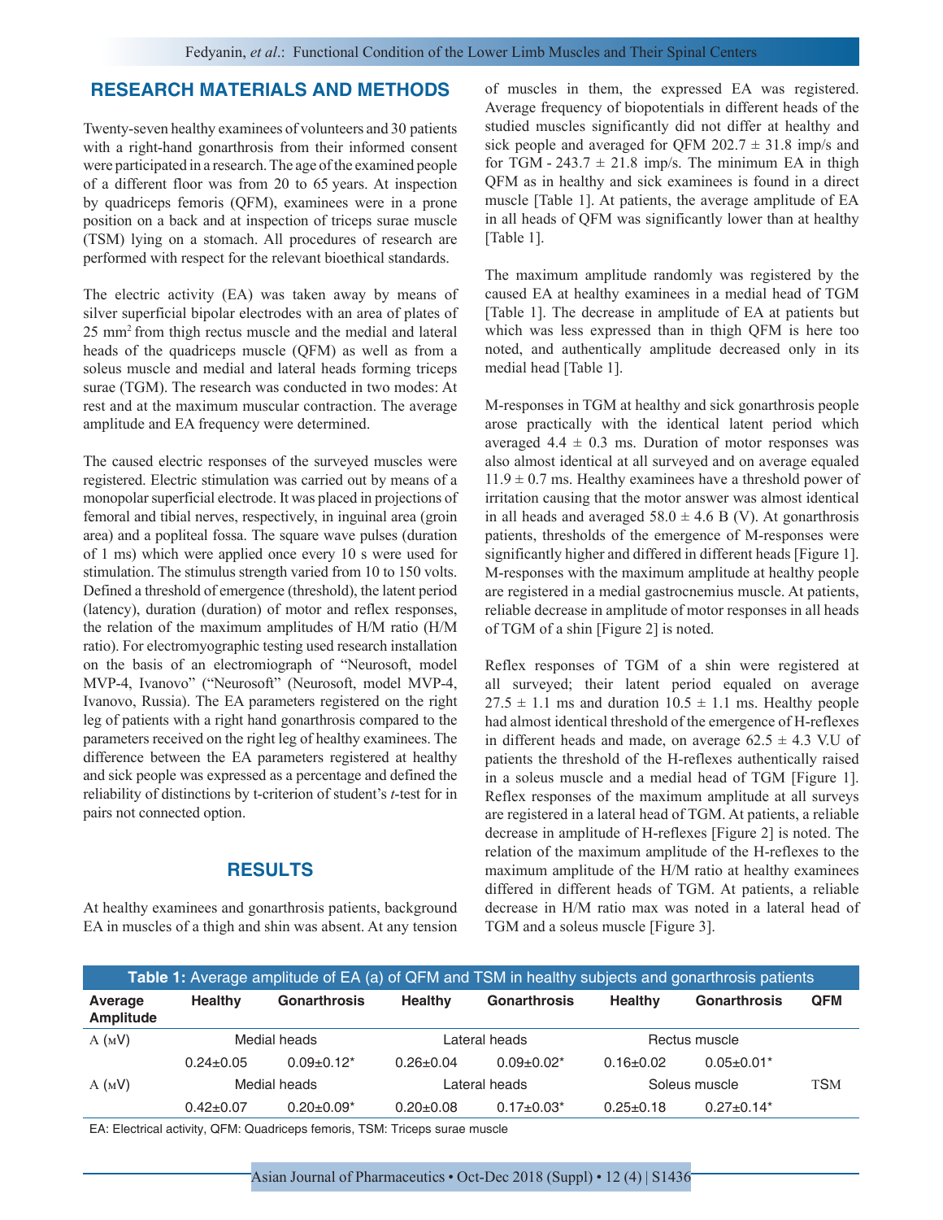## RESEARCH MATERIALS AND METHODS

Twenty-seven healthy examinees of volunteers and 30 patients with a right-hand gonarthrosis from their informed consent were participated in a research. The age of the examined people of a different floor was from 20 to 65 years. At inspection by quadriceps femoris (QFM), examinees were in a prone position on a back and at inspection of triceps surae muscle (TSM) lying on a stomach. All procedures of research are performed with respect for the relevant bioethical standards.

The electric activity (EA) was taken away by means of silver superficial bipolar electrodes with an area of plates of 25 mm$^2$ from thigh rectus muscle and the medial and lateral heads of the quadriceps muscle (QFM) as well as from a soleus muscle and medial and lateral heads forming triceps surae (TGM). The research was conducted in two modes: At rest and at the maximum muscular contraction. The average amplitude and EA frequency were determined.

The caused electric responses of the surveyed muscles were registered. Electric stimulation was carried out by means of a monopolar superficial electrode. It was placed in projections of femoral and tibial nerves, respectively, in inguinal area (groin area) and a popliteal fossa. The square wave pulses (duration of 1 ms) which were applied once every 10 s were used for stimulation. The stimulus strength varied from 10 to 150 volts. Defined a threshold of emergence (threshold), the latent period (latency), duration (duration) of motor and reflex responses, the relation of the maximum amplitudes of H/M ratio (H/M ratio). For electromyographic testing used research installation on the basis of an electromiograph of "Neurosoft, model MVP-4, Ivanovo" ("Neurosoft" (Neurosoft, model MVP-4, Ivanovo, Russia). The EA parameters registered on the right leg of patients with a right hand gonarthrosis compared to the parameters received on the right leg of healthy examinees. The difference between the EA parameters registered at healthy and sick people was expressed as a percentage and defined the reliability of distinctions by t-criterion of student's *t*-test for in pairs not connected option.

## RESULTS

At healthy examinees and gonarthrosis patients, background EA in muscles of a thigh and shin was absent. At any tension of muscles in them, the expressed EA was registered. Average frequency of biopotentials in different heads of the studied muscles significantly did not differ at healthy and sick people and averaged for QFM 202.7 ± 31.8 imp/s and for TGM - 243.7 ± 21.8 imp/s. The minimum EA in thigh QFM as in healthy and sick examinees is found in a direct muscle [Table 1]. At patients, the average amplitude of EA in all heads of QFM was significantly lower than at healthy [Table 1].

The maximum amplitude randomly was registered by the caused EA at healthy examinees in a medial head of TGM [Table 1]. The decrease in amplitude of EA at patients but which was less expressed than in thigh QFM is here too noted, and authentically amplitude decreased only in its medial head [Table 1].

M-responses in TGM at healthy and sick gonarthrosis people arose practically with the identical latent period which averaged 4.4 ± 0.3 ms. Duration of motor responses was also almost identical at all surveyed and on average equaled 11.9 ± 0.7 ms. Healthy examinees have a threshold power of irritation causing that the motor answer was almost identical in all heads and averaged 58.0 ± 4.6 B (V). At gonarthrosis patients, thresholds of the emergence of M-responses were significantly higher and differed in different heads [Figure 1]. M-responses with the maximum amplitude at healthy people are registered in a medial gastrocnemius muscle. At patients, reliable decrease in amplitude of motor responses in all heads of TGM of a shin [Figure 2] is noted.

Reflex responses of TGM of a shin were registered at all surveyed; their latent period equaled on average 27.5 ± 1.1 ms and duration 10.5 ± 1.1 ms. Healthy people had almost identical threshold of the emergence of H-reflexes in different heads and made, on average 62.5 ± 4.3 V.U of patients the threshold of the H-reflexes authentically raised in a soleus muscle and a medial head of TGM [Figure 1]. Reflex responses of the maximum amplitude at all surveys are registered in a lateral head of TGM. At patients, a reliable decrease in amplitude of H-reflexes [Figure 2] is noted. The relation of the maximum amplitude of the H-reflexes to the maximum amplitude of the H/M ratio at healthy examinees differed in different heads of TGM. At patients, a reliable decrease in H/M ratio max was noted in a lateral head of TGM and a soleus muscle [Figure 3].

**Table 1:** Average amplitude of EA (a) of QFM and TSM in healthy subjects and gonarthrosis patients

| Average Amplitude | Healthy | Gonarthrosis | Healthy | Gonarthrosis | Healthy | Gonarthrosis | QFM |
|---|---|---|---|---|---|---|---|
| A (мV) | Medial heads | | Lateral heads | | Rectus muscle | | |
| | 0.24±0.05 | 0.09±0.12* | 0.26±0.04 | 0.09±0.02* | 0.16±0.02 | 0.05±0.01* | |
| A (мV) | Medial heads | | Lateral heads | | Soleus muscle | | TSM |
| | 0.42±0.07 | 0.20±0.09* | 0.20±0.08 | 0.17±0.03* | 0.25±0.18 | 0.27±0.14* | |

EA: Electrical activity, QFM: Quadriceps femoris, TSM: Triceps surae muscle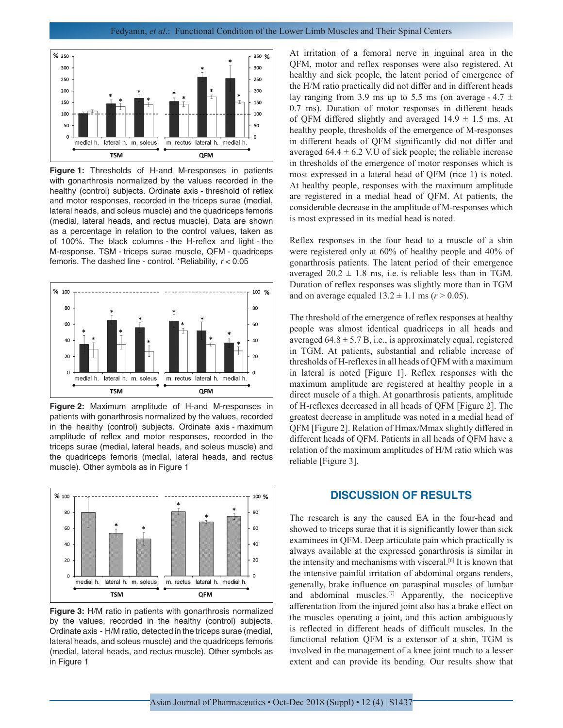Figure 1: Thresholds of H-and M-responses in patients with gonarthrosis normalized by the values recorded in the healthy (control) subjects. Ordinate axis - threshold of reflex and motor responses, recorded in the triceps surae (medial, lateral heads, and soleus muscle) and the quadriceps femoris (medial, lateral heads, and rectus muscle). Data are shown as a percentage in relation to the control values, taken as of 100%. The black columns - the H-reflex and light - the M-response. TSM - triceps surae muscle, QFM - quadriceps femoris. The dashed line - control. *Reliability, $r < 0.05$

Figure 2: Maximum amplitude of H-and M-responses in patients with gonarthrosis normalized by the values, recorded in the healthy (control) subjects. Ordinate axis - maximum amplitude of reflex and motor responses, recorded in the triceps surae (medial, lateral heads, and soleus muscle) and the quadriceps femoris (medial, lateral heads, and rectus muscle). Other symbols as in Figure 1

Figure 3: H/M ratio in patients with gonarthrosis normalized by the values, recorded in the healthy (control) subjects. Ordinate axis - H/M ratio, detected in the triceps surae (medial, lateral heads, and soleus muscle) and the quadriceps femoris (medial, lateral heads, and rectus muscle). Other symbols as in Figure 1

At irritation of a femoral nerve in inguinal area in the QFM, motor and reflex responses were also registered. At healthy and sick people, the latent period of emergence of the H/M ratio practically did not differ and in different heads lay ranging from 3.9 ms up to 5.5 ms (on average - 4.7 ± 0.7 ms). Duration of motor responses in different heads of QFM differed slightly and averaged 14.9 ± 1.5 ms. At healthy people, thresholds of the emergence of M-responses in different heads of QFM significantly did not differ and averaged 64.4 ± 6.2 V.U of sick people; the reliable increase in thresholds of the emergence of motor responses which is most expressed in a lateral head of QFM (rice 1) is noted. At healthy people, responses with the maximum amplitude are registered in a medial head of QFM. At patients, the considerable decrease in the amplitude of M-responses which is most expressed in its medial head is noted.

Reflex responses in the four head to a muscle of a shin were registered only at 60% of healthy people and 40% of gonarthrosis patients. The latent period of their emergence averaged 20.2 ± 1.8 ms, i.e. is reliable less than in TGM. Duration of reflex responses was slightly more than in TGM and on average equaled 13.2 ± 1.1 ms ($r > 0.05$).

The threshold of the emergence of reflex responses at healthy people was almost identical quadriceps in all heads and averaged 64.8 ± 5.7 B, i.e., is approximately equal, registered in TGM. At patients, substantial and reliable increase of thresholds of H-reflexes in all heads of QFM with a maximum in lateral is noted [Figure 1]. Reflex responses with the maximum amplitude are registered at healthy people in a direct muscle of a thigh. At gonarthrosis patients, amplitude of H-reflexes decreased in all heads of QFM [Figure 2]. The greatest decrease in amplitude was noted in a medial head of QFM [Figure 2]. Relation of Hmax/Mmax slightly differed in different heads of QFM. Patients in all heads of QFM have a relation of the maximum amplitudes of H/M ratio which was reliable [Figure 3].

## DISCUSSION OF RESULTS

The research is any the caused EA in the four-head and showed to triceps surae that it is significantly lower than sick examinees in QFM. Deep articulate pain which practically is always available at the expressed gonarthrosis is similar in the intensity and mechanisms with visceral.[6] It is known that the intensive painful irritation of abdominal organs renders, generally, brake influence on paraspinal muscles of lumbar and abdominal muscles.[7] Apparently, the nociceptive afferentation from the injured joint also has a brake effect on the muscles operating a joint, and this action ambiguously is reflected in different heads of difficult muscles. In the functional relation QFM is a extensor of a shin, TGM is involved in the management of a knee joint much to a lesser extent and can provide its bending. Our results show that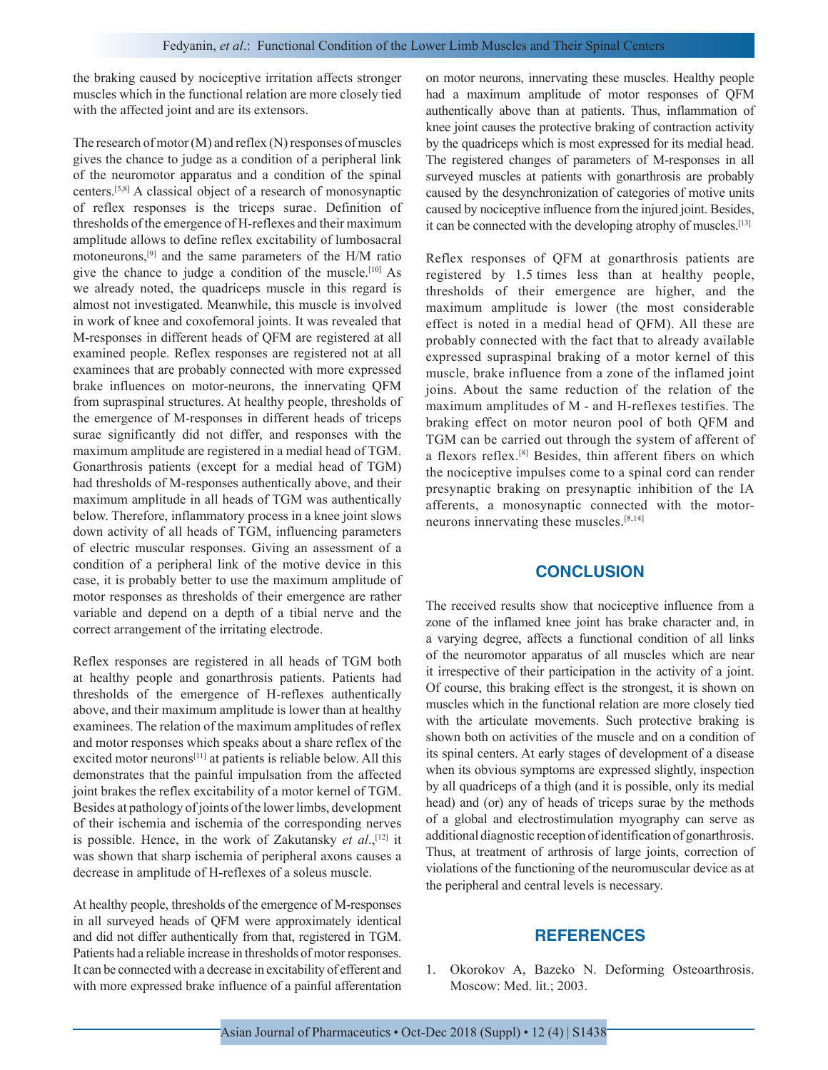the braking caused by nociceptive irritation affects stronger muscles which in the functional relation are more closely tied with the affected joint and are its extensors.

The research of motor (M) and reflex (N) responses of muscles gives the chance to judge as a condition of a peripheral link of the neuromotor apparatus and a condition of the spinal centers.[5,8] A classical object of a research of monosynaptic of reflex responses is the triceps surae. Definition of thresholds of the emergence of H-reflexes and their maximum amplitude allows to define reflex excitability of lumbosacral motoneurons,[9] and the same parameters of the H/M ratio give the chance to judge a condition of the muscle.[10] As we already noted, the quadriceps muscle in this regard is almost not investigated. Meanwhile, this muscle is involved in work of knee and coxofemoral joints. It was revealed that M-responses in different heads of QFM are registered at all examined people. Reflex responses are registered not at all examinees that are probably connected with more expressed brake influences on motor-neurons, the innervating QFM from supraspinal structures. At healthy people, thresholds of the emergence of M-responses in different heads of triceps surae significantly did not differ, and responses with the maximum amplitude are registered in a medial head of TGM. Gonarthrosis patients (except for a medial head of TGM) had thresholds of M-responses authentically above, and their maximum amplitude in all heads of TGM was authentically below. Therefore, inflammatory process in a knee joint slows down activity of all heads of TGM, influencing parameters of electric muscular responses. Giving an assessment of a condition of a peripheral link of the motive device in this case, it is probably better to use the maximum amplitude of motor responses as thresholds of their emergence are rather variable and depend on a depth of a tibial nerve and the correct arrangement of the irritating electrode.

Reflex responses are registered in all heads of TGM both at healthy people and gonarthrosis patients. Patients had thresholds of the emergence of H-reflexes authentically above, and their maximum amplitude is lower than at healthy examinees. The relation of the maximum amplitudes of reflex and motor responses which speaks about a share reflex of the excited motor neurons[11] at patients is reliable below. All this demonstrates that the painful impulsation from the affected joint brakes the reflex excitability of a motor kernel of TGM. Besides at pathology of joints of the lower limbs, development of their ischemia and ischemia of the corresponding nerves is possible. Hence, in the work of Zakutansky *et al*.,[12] it was shown that sharp ischemia of peripheral axons causes a decrease in amplitude of H-reflexes of a soleus muscle.

At healthy people, thresholds of the emergence of M-responses in all surveyed heads of QFM were approximately identical and did not differ authentically from that, registered in TGM. Patients had a reliable increase in thresholds of motor responses. It can be connected with a decrease in excitability of efferent and with more expressed brake influence of a painful afferentation on motor neurons, innervating these muscles. Healthy people had a maximum amplitude of motor responses of QFM authentically above than at patients. Thus, inflammation of knee joint causes the protective braking of contraction activity by the quadriceps which is most expressed for its medial head. The registered changes of parameters of M-responses in all surveyed muscles at patients with gonarthrosis are probably caused by the desynchronization of categories of motive units caused by nociceptive influence from the injured joint. Besides, it can be connected with the developing atrophy of muscles.[13]

Reflex responses of QFM at gonarthrosis patients are registered by 1.5 times less than at healthy people, thresholds of their emergence are higher, and the maximum amplitude is lower (the most considerable effect is noted in a medial head of QFM). All these are probably connected with the fact that to already available expressed supraspinal braking of a motor kernel of this muscle, brake influence from a zone of the inflamed joint joins. About the same reduction of the relation of the maximum amplitudes of M - and H-reflexes testifies. The braking effect on motor neuron pool of both QFM and TGM can be carried out through the system of afferent of a flexors reflex.[8] Besides, thin afferent fibers on which the nociceptive impulses come to a spinal cord can render presynaptic braking on presynaptic inhibition of the IA afferents, a monosynaptic connected with the motor-neurons innervating these muscles.[8,14]

## CONCLUSION

The received results show that nociceptive influence from a zone of the inflamed knee joint has brake character and, in a varying degree, affects a functional condition of all links of the neuromotor apparatus of all muscles which are near it irrespective of their participation in the activity of a joint. Of course, this braking effect is the strongest, it is shown on muscles which in the functional relation are more closely tied with the articulate movements. Such protective braking is shown both on activities of the muscle and on a condition of its spinal centers. At early stages of development of a disease when its obvious symptoms are expressed slightly, inspection by all quadriceps of a thigh (and it is possible, only its medial head) and (or) any of heads of triceps surae by the methods of a global and electrostimulation myography can serve as additional diagnostic reception of identification of gonarthrosis. Thus, at treatment of arthrosis of large joints, correction of violations of the functioning of the neuromuscular device as at the peripheral and central levels is necessary.

## REFERENCES

1. Okorokov A, Bazeko N. Deforming Osteoarthrosis. Moscow: Med. lit.; 2003.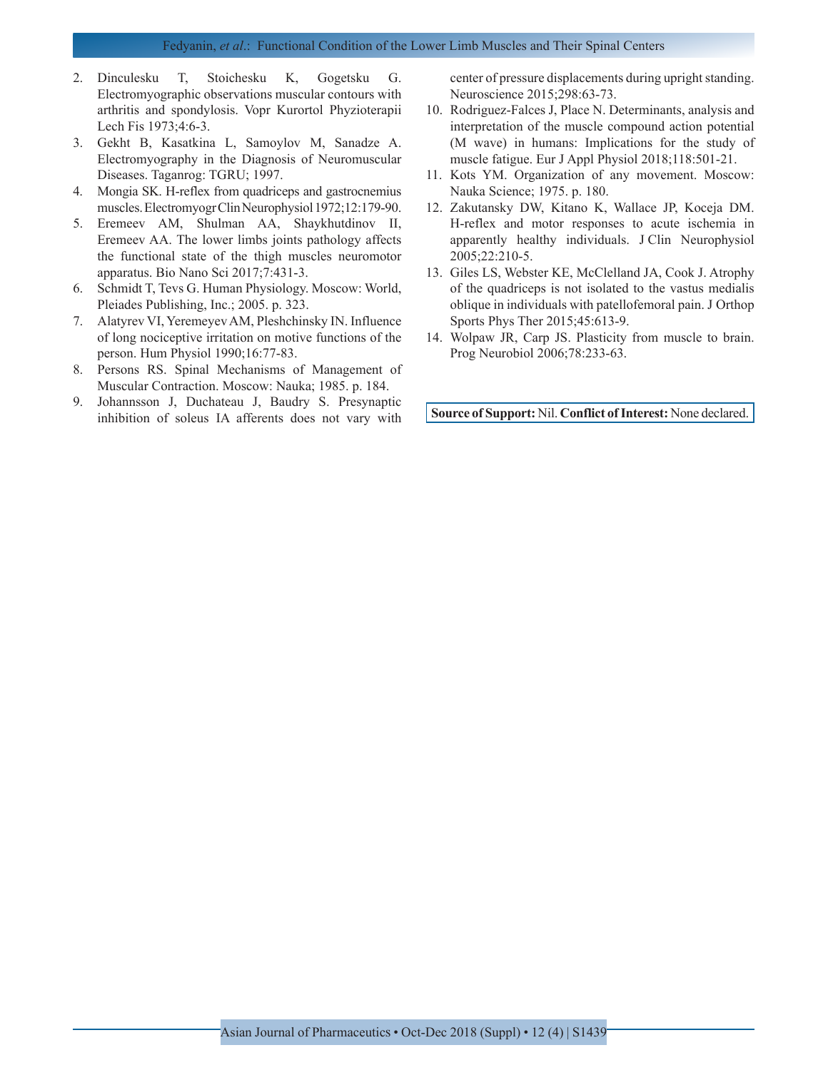2. Dinculesku T, Stoichesku K, Gogetsku G. Electromyographic observations muscular contours with arthritis and spondylosis. Vopr Kurortol Phyzioterapii Lech Fis 1973;4:6-3.
3. Gekht B, Kasatkina L, Samoylov M, Sanadze A. Electromyography in the Diagnosis of Neuromuscular Diseases. Taganrog: TGRU; 1997.
4. Mongia SK. H-reflex from quadriceps and gastrocnemius muscles. Electromyogr Clin Neurophysiol 1972;12:179-90.
5. Eremeev AM, Shulman AA, Shaykhutdinov II, Eremeev AA. The lower limbs joints pathology affects the functional state of the thigh muscles neuromotor apparatus. Bio Nano Sci 2017;7:431-3.
6. Schmidt T, Tevs G. Human Physiology. Moscow: World, Pleiades Publishing, Inc.; 2005. p. 323.
7. Alatyrev VI, Yeremeyev AM, Pleshchinsky IN. Influence of long nociceptive irritation on motive functions of the person. Hum Physiol 1990;16:77-83.
8. Persons RS. Spinal Mechanisms of Management of Muscular Contraction. Moscow: Nauka; 1985. p. 184.
9. Johannsson J, Duchateau J, Baudry S. Presynaptic inhibition of soleus IA afferents does not vary with center of pressure displacements during upright standing. Neuroscience 2015;298:63-73.
10. Rodriguez-Falces J, Place N. Determinants, analysis and interpretation of the muscle compound action potential (M wave) in humans: Implications for the study of muscle fatigue. Eur J Appl Physiol 2018;118:501-21.
11. Kots YM. Organization of any movement. Moscow: Nauka Science; 1975. p. 180.
12. Zakutansky DW, Kitano K, Wallace JP, Koceja DM. H-reflex and motor responses to acute ischemia in apparently healthy individuals. J Clin Neurophysiol 2005;22:210-5.
13. Giles LS, Webster KE, McClelland JA, Cook J. Atrophy of the quadriceps is not isolated to the vastus medialis oblique in individuals with patellofemoral pain. J Orthop Sports Phys Ther 2015;45:613-9.
14. Wolpaw JR, Carp JS. Plasticity from muscle to brain. Prog Neurobiol 2006;78:233-63.

**Source of Support:** Nil. **Conflict of Interest:** None declared.